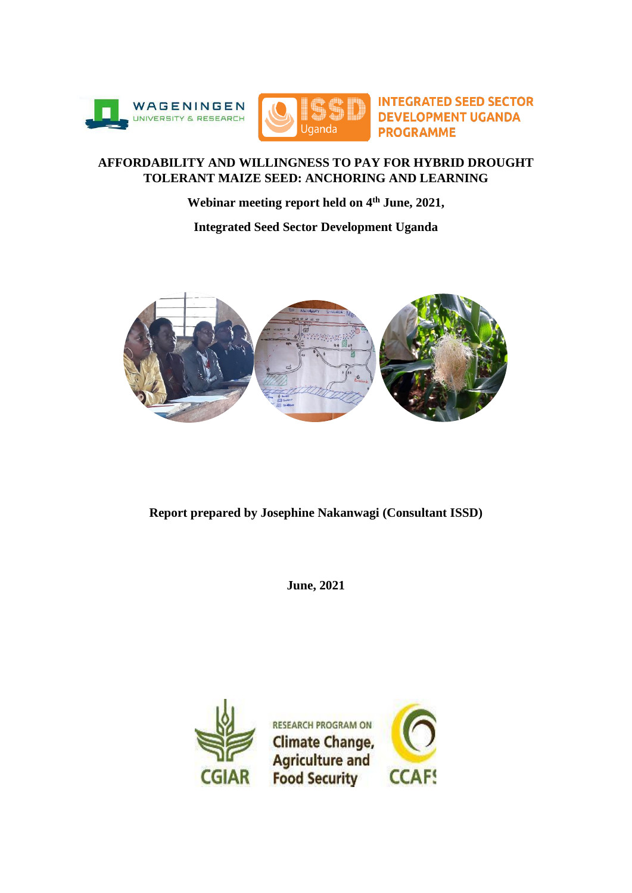# AFFORDABILITY AND WILLINGNESS TO PAY FOR HYBRID DROUGHT TOLERANT MAIZE SEED: ANCHORING AND LEARNING

**Webinar meeting report held on 4th June, 2021,**

**Integrated Seed Sector Development Uganda**

**Report prepared by Josephine Nakanwagi (Consultant ISSD)**

**June, 2021**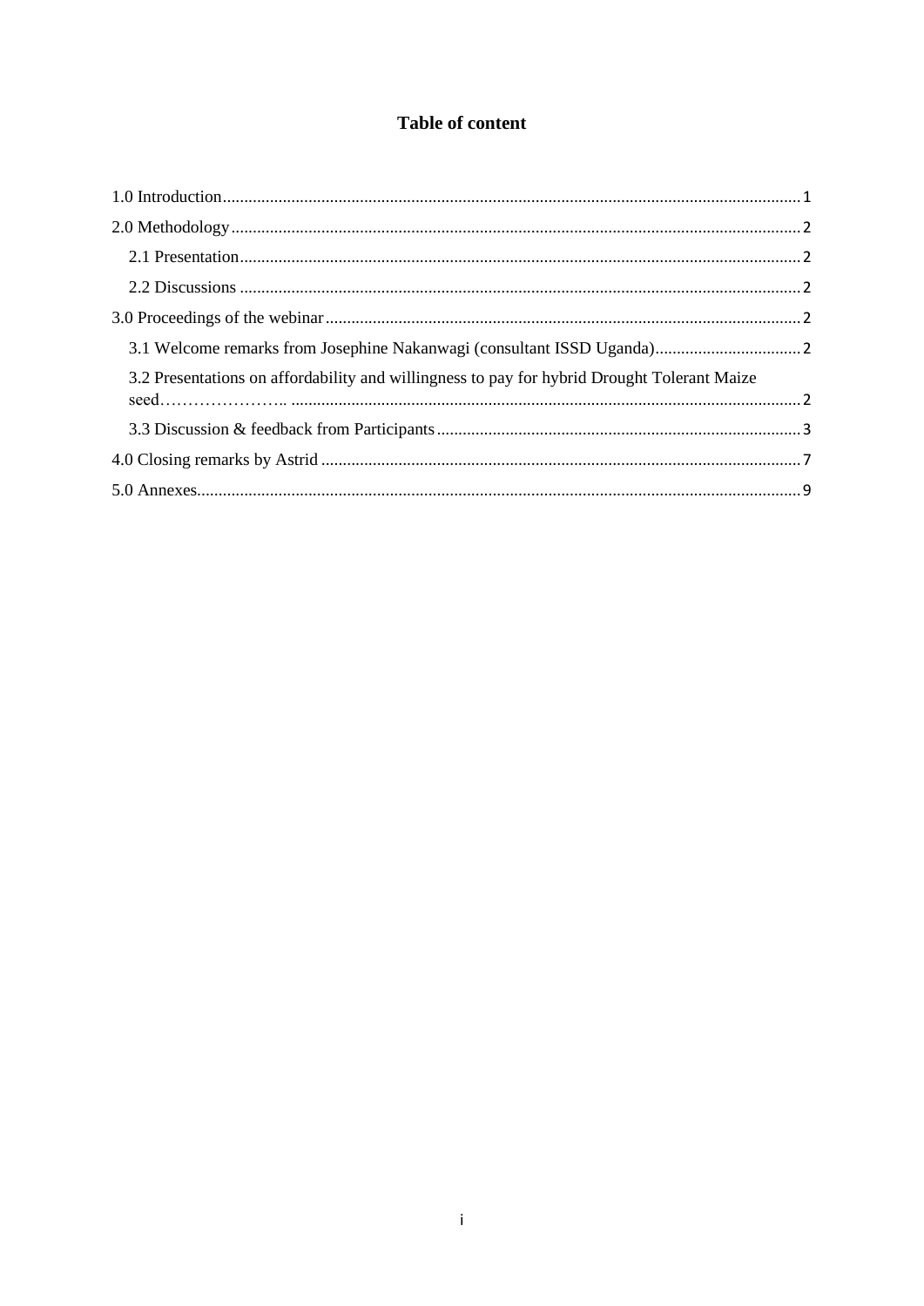# Table of content

1.0 Introduction ..... 1

2.0 Methodology ..... 2

  2.1 Presentation ..... 2

  2.2 Discussions ..... 2

3.0 Proceedings of the webinar ..... 2

  3.1 Welcome remarks from Josephine Nakanwagi (consultant ISSD Uganda) ..... 2

  3.2 Presentations on affordability and willingness to pay for hybrid Drought Tolerant Maize seed………………….. ..... 2

  3.3 Discussion & feedback from Participants ..... 3

4.0 Closing remarks by Astrid ..... 7

5.0 Annexes ..... 9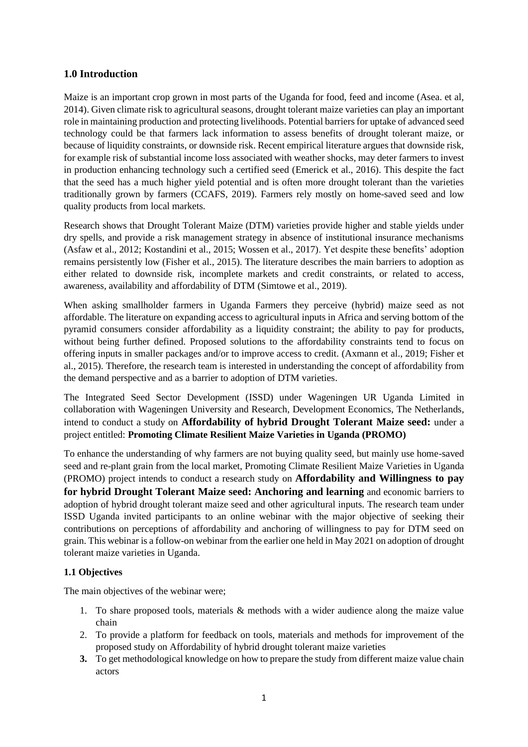## 1.0 Introduction

Maize is an important crop grown in most parts of the Uganda for food, feed and income (Asea. et al, 2014). Given climate risk to agricultural seasons, drought tolerant maize varieties can play an important role in maintaining production and protecting livelihoods. Potential barriers for uptake of advanced seed technology could be that farmers lack information to assess benefits of drought tolerant maize, or because of liquidity constraints, or downside risk. Recent empirical literature argues that downside risk, for example risk of substantial income loss associated with weather shocks, may deter farmers to invest in production enhancing technology such a certified seed (Emerick et al., 2016). This despite the fact that the seed has a much higher yield potential and is often more drought tolerant than the varieties traditionally grown by farmers (CCAFS, 2019). Farmers rely mostly on home-saved seed and low quality products from local markets.

Research shows that Drought Tolerant Maize (DTM) varieties provide higher and stable yields under dry spells, and provide a risk management strategy in absence of institutional insurance mechanisms (Asfaw et al., 2012; Kostandini et al., 2015; Wossen et al., 2017). Yet despite these benefits' adoption remains persistently low (Fisher et al., 2015). The literature describes the main barriers to adoption as either related to downside risk, incomplete markets and credit constraints, or related to access, awareness, availability and affordability of DTM (Simtowe et al., 2019).

When asking smallholder farmers in Uganda Farmers they perceive (hybrid) maize seed as not affordable. The literature on expanding access to agricultural inputs in Africa and serving bottom of the pyramid consumers consider affordability as a liquidity constraint; the ability to pay for products, without being further defined. Proposed solutions to the affordability constraints tend to focus on offering inputs in smaller packages and/or to improve access to credit. (Axmann et al., 2019; Fisher et al., 2015). Therefore, the research team is interested in understanding the concept of affordability from the demand perspective and as a barrier to adoption of DTM varieties.

The Integrated Seed Sector Development (ISSD) under Wageningen UR Uganda Limited in collaboration with Wageningen University and Research, Development Economics, The Netherlands, intend to conduct a study on **Affordability of hybrid Drought Tolerant Maize seed:** under a project entitled: **Promoting Climate Resilient Maize Varieties in Uganda (PROMO)**

To enhance the understanding of why farmers are not buying quality seed, but mainly use home-saved seed and re-plant grain from the local market, Promoting Climate Resilient Maize Varieties in Uganda (PROMO) project intends to conduct a research study on **Affordability and Willingness to pay for hybrid Drought Tolerant Maize seed: Anchoring and learning** and economic barriers to adoption of hybrid drought tolerant maize seed and other agricultural inputs. The research team under ISSD Uganda invited participants to an online webinar with the major objective of seeking their contributions on perceptions of affordability and anchoring of willingness to pay for DTM seed on grain. This webinar is a follow-on webinar from the earlier one held in May 2021 on adoption of drought tolerant maize varieties in Uganda.

### 1.1 Objectives

The main objectives of the webinar were;

1. To share proposed tools, materials & methods with a wider audience along the maize value chain
2. To provide a platform for feedback on tools, materials and methods for improvement of the proposed study on Affordability of hybrid drought tolerant maize varieties
3. To get methodological knowledge on how to prepare the study from different maize value chain actors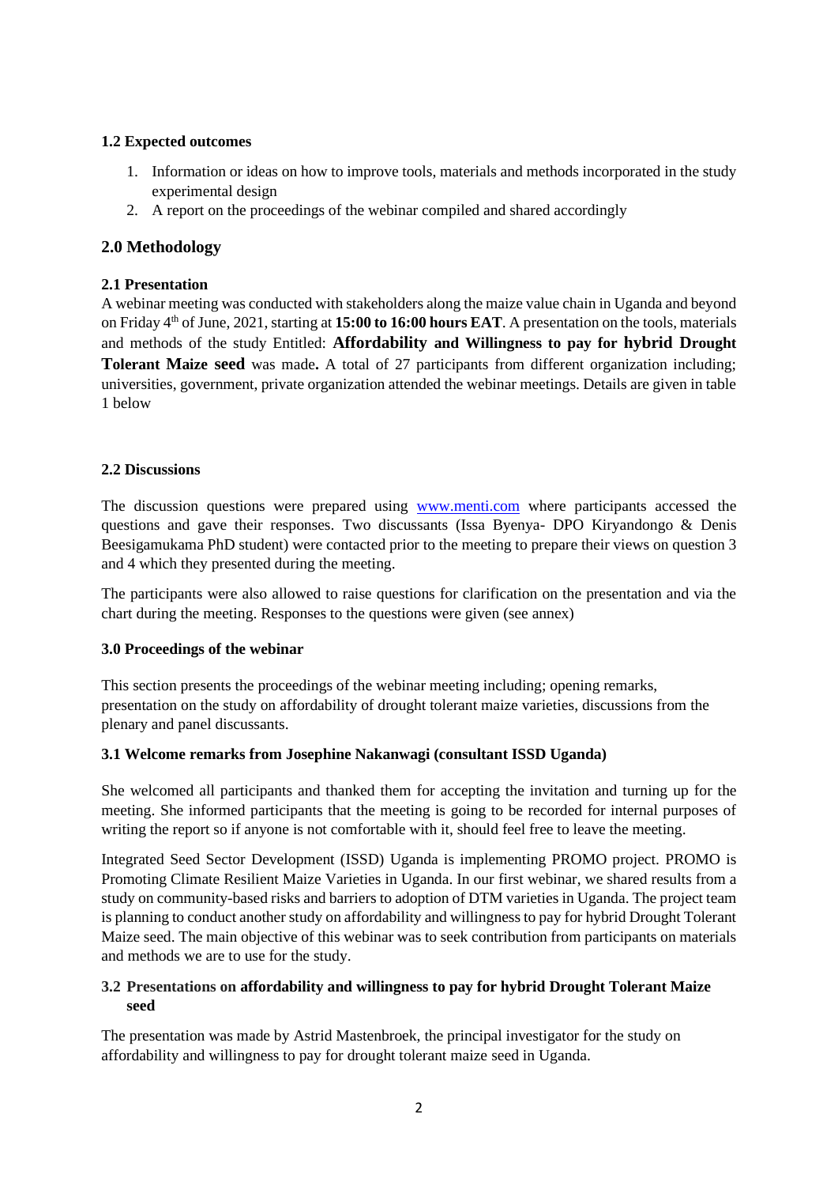### 1.2 Expected outcomes

1. Information or ideas on how to improve tools, materials and methods incorporated in the study experimental design
2. A report on the proceedings of the webinar compiled and shared accordingly

## 2.0 Methodology

### 2.1 Presentation

A webinar meeting was conducted with stakeholders along the maize value chain in Uganda and beyond on Friday 4th of June, 2021, starting at **15:00 to 16:00 hours EAT**. A presentation on the tools, materials and methods of the study Entitled: **Affordability and Willingness to pay for hybrid Drought Tolerant Maize seed** was made**.** A total of 27 participants from different organization including; universities, government, private organization attended the webinar meetings. Details are given in table 1 below

### 2.2 Discussions

The discussion questions were prepared using www.menti.com where participants accessed the questions and gave their responses. Two discussants (Issa Byenya- DPO Kiryandongo & Denis Beesigamukama PhD student) were contacted prior to the meeting to prepare their views on question 3 and 4 which they presented during the meeting.

The participants were also allowed to raise questions for clarification on the presentation and via the chart during the meeting. Responses to the questions were given (see annex)

### 3.0 Proceedings of the webinar

This section presents the proceedings of the webinar meeting including; opening remarks, presentation on the study on affordability of drought tolerant maize varieties, discussions from the plenary and panel discussants.

### 3.1 Welcome remarks from Josephine Nakanwagi (consultant ISSD Uganda)

She welcomed all participants and thanked them for accepting the invitation and turning up for the meeting. She informed participants that the meeting is going to be recorded for internal purposes of writing the report so if anyone is not comfortable with it, should feel free to leave the meeting.

Integrated Seed Sector Development (ISSD) Uganda is implementing PROMO project. PROMO is Promoting Climate Resilient Maize Varieties in Uganda. In our first webinar, we shared results from a study on community-based risks and barriers to adoption of DTM varieties in Uganda. The project team is planning to conduct another study on affordability and willingness to pay for hybrid Drought Tolerant Maize seed. The main objective of this webinar was to seek contribution from participants on materials and methods we are to use for the study.

### 3.2 Presentations on affordability and willingness to pay for hybrid Drought Tolerant Maize seed

The presentation was made by Astrid Mastenbroek, the principal investigator for the study on affordability and willingness to pay for drought tolerant maize seed in Uganda.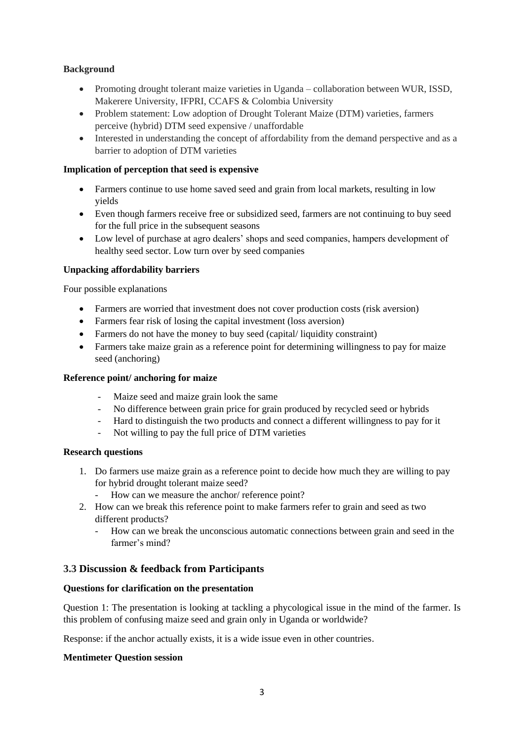**Background**

- Promoting drought tolerant maize varieties in Uganda – collaboration between WUR, ISSD, Makerere University, IFPRI, CCAFS & Colombia University
- Problem statement: Low adoption of Drought Tolerant Maize (DTM) varieties, farmers perceive (hybrid) DTM seed expensive / unaffordable
- Interested in understanding the concept of affordability from the demand perspective and as a barrier to adoption of DTM varieties

**Implication of perception that seed is expensive**

- Farmers continue to use home saved seed and grain from local markets, resulting in low yields
- Even though farmers receive free or subsidized seed, farmers are not continuing to buy seed for the full price in the subsequent seasons
- Low level of purchase at agro dealers' shops and seed companies, hampers development of healthy seed sector. Low turn over by seed companies

**Unpacking affordability barriers**

Four possible explanations

- Farmers are worried that investment does not cover production costs (risk aversion)
- Farmers fear risk of losing the capital investment (loss aversion)
- Farmers do not have the money to buy seed (capital/ liquidity constraint)
- Farmers take maize grain as a reference point for determining willingness to pay for maize seed (anchoring)

**Reference point/ anchoring for maize**

- Maize seed and maize grain look the same
- No difference between grain price for grain produced by recycled seed or hybrids
- Hard to distinguish the two products and connect a different willingness to pay for it
- Not willing to pay the full price of DTM varieties

**Research questions**

1. Do farmers use maize grain as a reference point to decide how much they are willing to pay for hybrid drought tolerant maize seed?
   - How can we measure the anchor/ reference point?
2. How can we break this reference point to make farmers refer to grain and seed as two different products?
   - How can we break the unconscious automatic connections between grain and seed in the farmer's mind?

## 3.3 Discussion & feedback from Participants

**Questions for clarification on the presentation**

Question 1: The presentation is looking at tackling a phycological issue in the mind of the farmer. Is this problem of confusing maize seed and grain only in Uganda or worldwide?

Response: if the anchor actually exists, it is a wide issue even in other countries.

**Mentimeter Question session**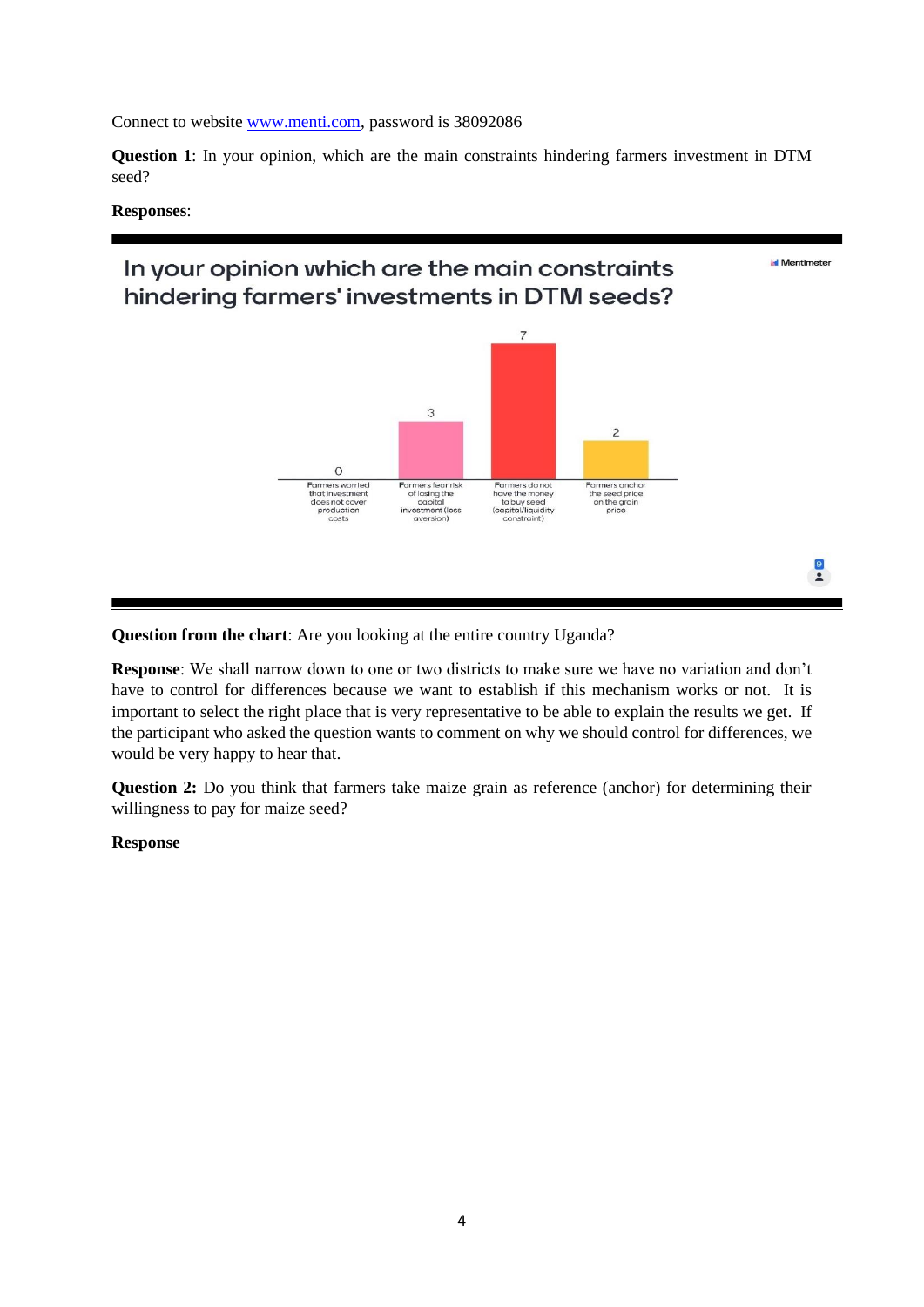Connect to website www.menti.com, password is 38092086

**Question 1**: In your opinion, which are the main constraints hindering farmers investment in DTM seed?

**Responses**:

In your opinion which are the main constraints hindering farmers' investments in DTM seeds?

| Response option | Votes |
| --- | --- |
| Farmers worried that investment does not cover production costs | 0 |
| Farmers fear risk of losing the capital investment (loss aversion) | 3 |
| Farmers do not have the money to buy seed (capital/liquidity constraint) | 7 |
| Farmers anchor the seed price on the grain price | 2 |

**Question from the chart**: Are you looking at the entire country Uganda?

**Response**: We shall narrow down to one or two districts to make sure we have no variation and don't have to control for differences because we want to establish if this mechanism works or not. It is important to select the right place that is very representative to be able to explain the results we get. If the participant who asked the question wants to comment on why we should control for differences, we would be very happy to hear that.

**Question 2:** Do you think that farmers take maize grain as reference (anchor) for determining their willingness to pay for maize seed?

**Response**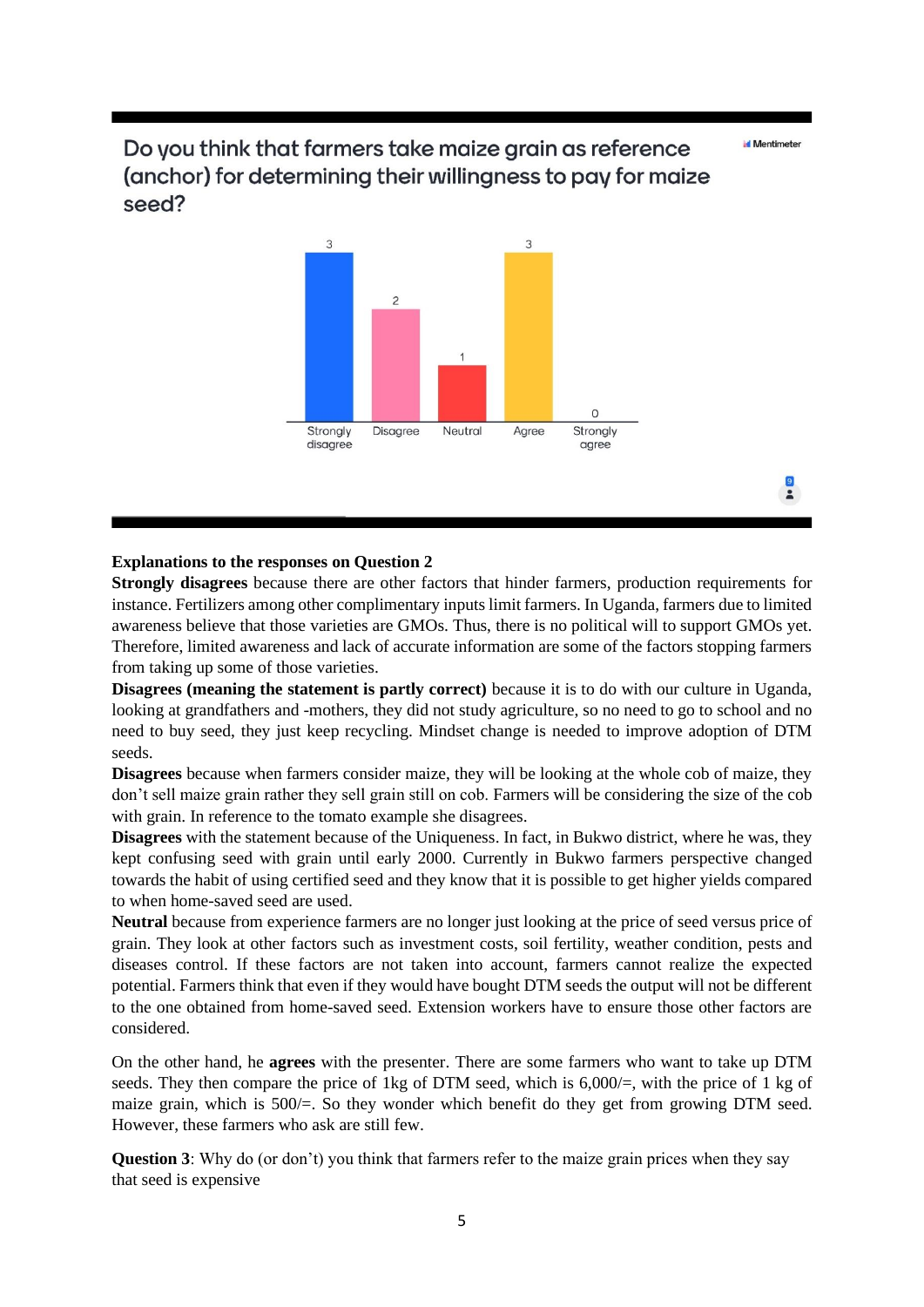Do you think that farmers take maize grain as reference (anchor) for determining their willingness to pay for maize seed?

| Strongly disagree | Disagree | Neutral | Agree | Strongly agree |
| --- | --- | --- | --- | --- |
| 3 | 2 | 1 | 3 | 0 |

**Explanations to the responses on Question 2**

**Strongly disagrees** because there are other factors that hinder farmers, production requirements for instance. Fertilizers among other complimentary inputs limit farmers. In Uganda, farmers due to limited awareness believe that those varieties are GMOs. Thus, there is no political will to support GMOs yet. Therefore, limited awareness and lack of accurate information are some of the factors stopping farmers from taking up some of those varieties.

**Disagrees (meaning the statement is partly correct)** because it is to do with our culture in Uganda, looking at grandfathers and -mothers, they did not study agriculture, so no need to go to school and no need to buy seed, they just keep recycling. Mindset change is needed to improve adoption of DTM seeds.

**Disagrees** because when farmers consider maize, they will be looking at the whole cob of maize, they don't sell maize grain rather they sell grain still on cob. Farmers will be considering the size of the cob with grain. In reference to the tomato example she disagrees.

**Disagrees** with the statement because of the Uniqueness. In fact, in Bukwo district, where he was, they kept confusing seed with grain until early 2000. Currently in Bukwo farmers perspective changed towards the habit of using certified seed and they know that it is possible to get higher yields compared to when home-saved seed are used.

**Neutral** because from experience farmers are no longer just looking at the price of seed versus price of grain. They look at other factors such as investment costs, soil fertility, weather condition, pests and diseases control. If these factors are not taken into account, farmers cannot realize the expected potential. Farmers think that even if they would have bought DTM seeds the output will not be different to the one obtained from home-saved seed. Extension workers have to ensure those other factors are considered.

On the other hand, he **agrees** with the presenter. There are some farmers who want to take up DTM seeds. They then compare the price of 1kg of DTM seed, which is 6,000/=, with the price of 1 kg of maize grain, which is 500/=. So they wonder which benefit do they get from growing DTM seed. However, these farmers who ask are still few.

**Question 3**: Why do (or don't) you think that farmers refer to the maize grain prices when they say that seed is expensive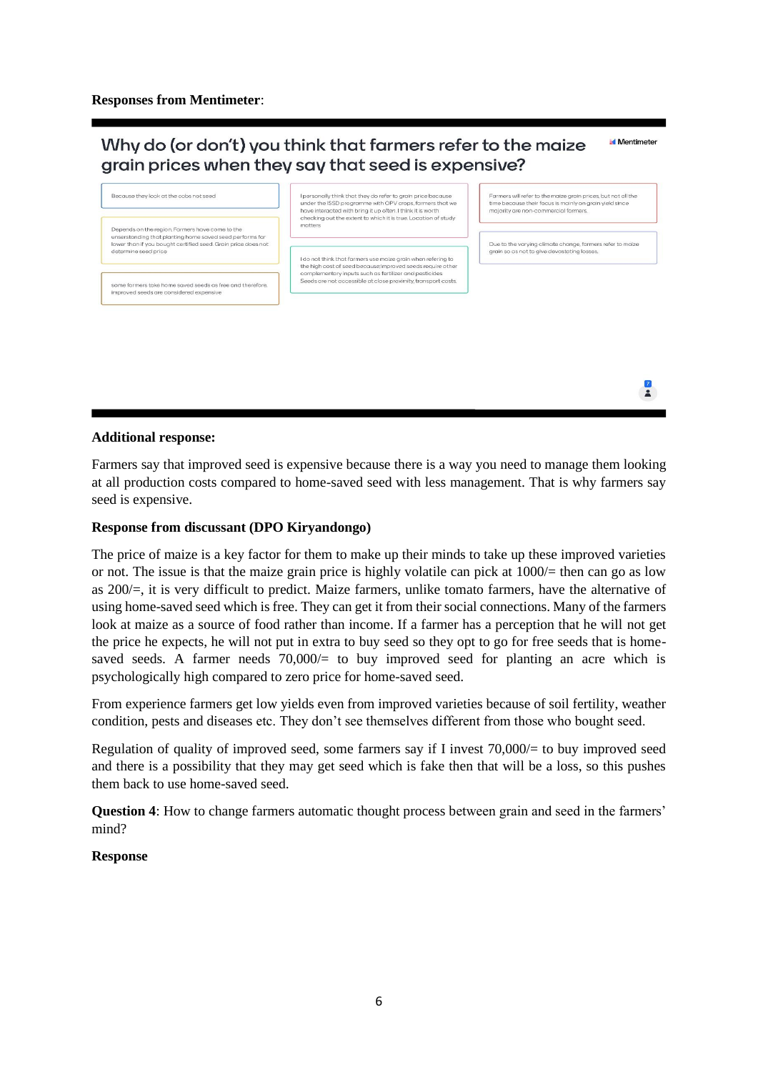**Responses from Mentimeter**:

## Why do (or don't) you think that farmers refer to the maize grain prices when they say that seed is expensive?

Mentimeter

- Because they look at the cobs not seed
- Depends on the region. Farmers have come to the understanding that planting home saved seed performs far lower than if you bought certified seed. Grain price does not determine seed price
- some farmers take home saved seeds as free and therefore, improved seeds are considered expensive
- I personally think that they do refer to grain price because under the ISSD programme with OPV crops, farmers that we have interacted with bring it up often. I think it is worth checking out the extent to which it is true. Location of study matters
- I do not think that farmers use maize grain when refering to the high cost of seed because;improved seeds require other complementary inputs such as fertilizer and pesticides Seeds are not accessible at close proximity, transport costs.
- Farmers will refer to the maize grain prices, but not all the time because their focus is mainly on grain yield since majority are non-commercial farmers.
- Due to the varying climate change, farmers refer to maize grain so as not to give devastating losses.

7

**Additional response:**

Farmers say that improved seed is expensive because there is a way you need to manage them looking at all production costs compared to home-saved seed with less management. That is why farmers say seed is expensive.

**Response from discussant (DPO Kiryandongo)**

The price of maize is a key factor for them to make up their minds to take up these improved varieties or not. The issue is that the maize grain price is highly volatile can pick at 1000/= then can go as low as 200/=, it is very difficult to predict. Maize farmers, unlike tomato farmers, have the alternative of using home-saved seed which is free. They can get it from their social connections. Many of the farmers look at maize as a source of food rather than income. If a farmer has a perception that he will not get the price he expects, he will not put in extra to buy seed so they opt to go for free seeds that is home-saved seeds. A farmer needs 70,000/= to buy improved seed for planting an acre which is psychologically high compared to zero price for home-saved seed.

From experience farmers get low yields even from improved varieties because of soil fertility, weather condition, pests and diseases etc. They don't see themselves different from those who bought seed.

Regulation of quality of improved seed, some farmers say if I invest 70,000/= to buy improved seed and there is a possibility that they may get seed which is fake then that will be a loss, so this pushes them back to use home-saved seed.

**Question 4**: How to change farmers automatic thought process between grain and seed in the farmers' mind?

**Response**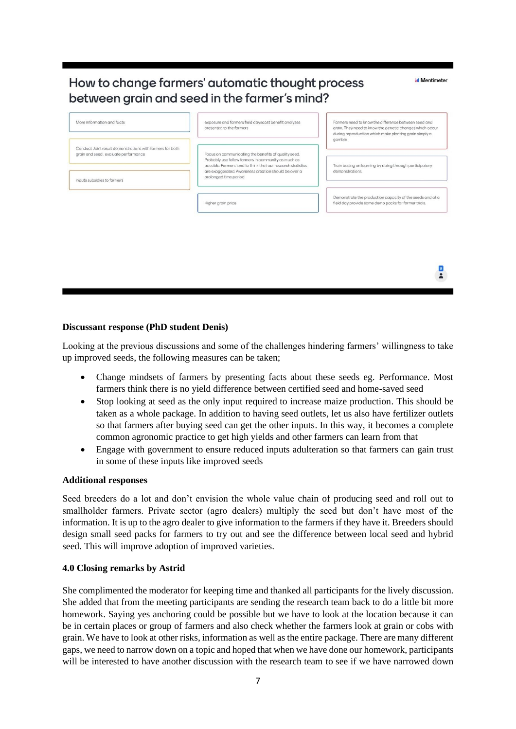## How to change farmers' automatic thought process between grain and seed in the farmer's mind?

Mentimeter

- More information and facts
- Conduct Joint result demonstrations with farmers for both grain and seed , evaluate performance
- Inputs subsidies to farmers
- exposure and farmers field dayscost benefit analyses presented to the farmers
- Focus on communicating the benefits of quality seed. Probably use fellow farmers in community as much as possible. Farmers tend to think that our research statistics are exaggerated. Awareness creation should be over a prolonged time period
- Higher grain price
- Farmers need to know the difference between seed and grain. They need to know the genetic changes which occur during reproduction which make planting grain simply a gamble
- Train basing on learning by doing through participatory demonstrations.
- Demonstrate the production capacity of the seeds and at a field day provide some demo packs for farmer trials.

9

**Discussant response (PhD student Denis)**

Looking at the previous discussions and some of the challenges hindering farmers' willingness to take up improved seeds, the following measures can be taken;

- Change mindsets of farmers by presenting facts about these seeds eg. Performance. Most farmers think there is no yield difference between certified seed and home-saved seed
- Stop looking at seed as the only input required to increase maize production. This should be taken as a whole package. In addition to having seed outlets, let us also have fertilizer outlets so that farmers after buying seed can get the other inputs. In this way, it becomes a complete common agronomic practice to get high yields and other farmers can learn from that
- Engage with government to ensure reduced inputs adulteration so that farmers can gain trust in some of these inputs like improved seeds

**Additional responses**

Seed breeders do a lot and don't envision the whole value chain of producing seed and roll out to smallholder farmers. Private sector (agro dealers) multiply the seed but don't have most of the information. It is up to the agro dealer to give information to the farmers if they have it. Breeders should design small seed packs for farmers to try out and see the difference between local seed and hybrid seed. This will improve adoption of improved varieties.

**4.0 Closing remarks by Astrid**

She complimented the moderator for keeping time and thanked all participants for the lively discussion. She added that from the meeting participants are sending the research team back to do a little bit more homework. Saying yes anchoring could be possible but we have to look at the location because it can be in certain places or group of farmers and also check whether the farmers look at grain or cobs with grain. We have to look at other risks, information as well as the entire package. There are many different gaps, we need to narrow down on a topic and hoped that when we have done our homework, participants will be interested to have another discussion with the research team to see if we have narrowed down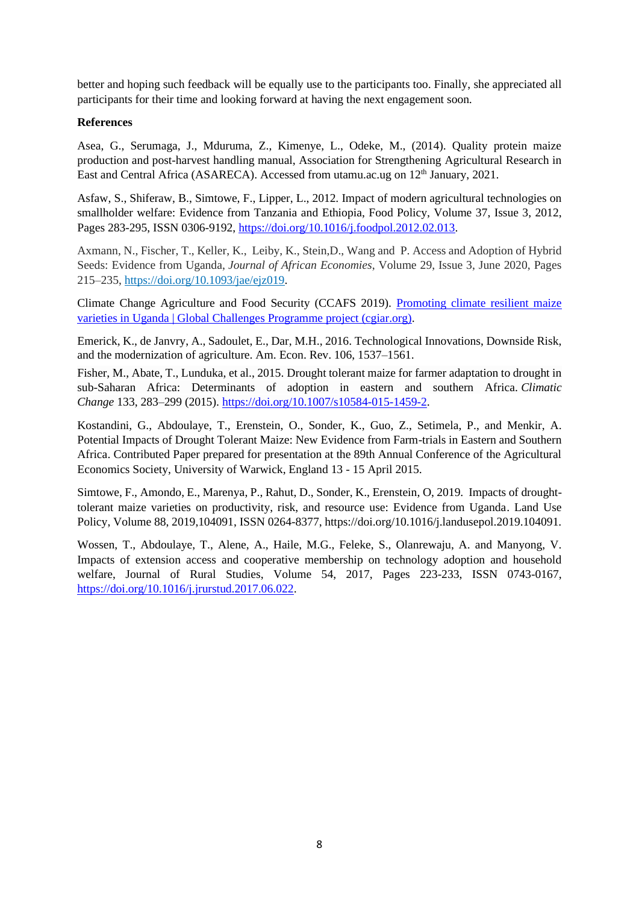better and hoping such feedback will be equally use to the participants too. Finally, she appreciated all participants for their time and looking forward at having the next engagement soon.

**References**

Asea, G., Serumaga, J., Mduruma, Z., Kimenye, L., Odeke, M., (2014). Quality protein maize production and post-harvest handling manual, Association for Strengthening Agricultural Research in East and Central Africa (ASARECA). Accessed from utamu.ac.ug on 12th January, 2021.

Asfaw, S., Shiferaw, B., Simtowe, F., Lipper, L., 2012. Impact of modern agricultural technologies on smallholder welfare: Evidence from Tanzania and Ethiopia, Food Policy, Volume 37, Issue 3, 2012, Pages 283-295, ISSN 0306-9192, https://doi.org/10.1016/j.foodpol.2012.02.013.

Axmann, N., Fischer, T., Keller, K., Leiby, K., Stein,D., Wang and P. Access and Adoption of Hybrid Seeds: Evidence from Uganda, *Journal of African Economies*, Volume 29, Issue 3, June 2020, Pages 215–235, https://doi.org/10.1093/jae/ejz019.

Climate Change Agriculture and Food Security (CCAFS 2019). Promoting climate resilient maize varieties in Uganda | Global Challenges Programme project (cgiar.org).

Emerick, K., de Janvry, A., Sadoulet, E., Dar, M.H., 2016. Technological Innovations, Downside Risk, and the modernization of agriculture. Am. Econ. Rev. 106, 1537–1561.

Fisher, M., Abate, T., Lunduka, et al., 2015. Drought tolerant maize for farmer adaptation to drought in sub-Saharan Africa: Determinants of adoption in eastern and southern Africa. *Climatic Change* 133, 283–299 (2015). https://doi.org/10.1007/s10584-015-1459-2.

Kostandini, G., Abdoulaye, T., Erenstein, O., Sonder, K., Guo, Z., Setimela, P., and Menkir, A. Potential Impacts of Drought Tolerant Maize: New Evidence from Farm-trials in Eastern and Southern Africa. Contributed Paper prepared for presentation at the 89th Annual Conference of the Agricultural Economics Society, University of Warwick, England 13 - 15 April 2015.

Simtowe, F., Amondo, E., Marenya, P., Rahut, D., Sonder, K., Erenstein, O, 2019. Impacts of drought-tolerant maize varieties on productivity, risk, and resource use: Evidence from Uganda. Land Use Policy, Volume 88, 2019,104091, ISSN 0264-8377, https://doi.org/10.1016/j.landusepol.2019.104091.

Wossen, T., Abdoulaye, T., Alene, A., Haile, M.G., Feleke, S., Olanrewaju, A. and Manyong, V. Impacts of extension access and cooperative membership on technology adoption and household welfare, Journal of Rural Studies, Volume 54, 2017, Pages 223-233, ISSN 0743-0167, https://doi.org/10.1016/j.jrurstud.2017.06.022.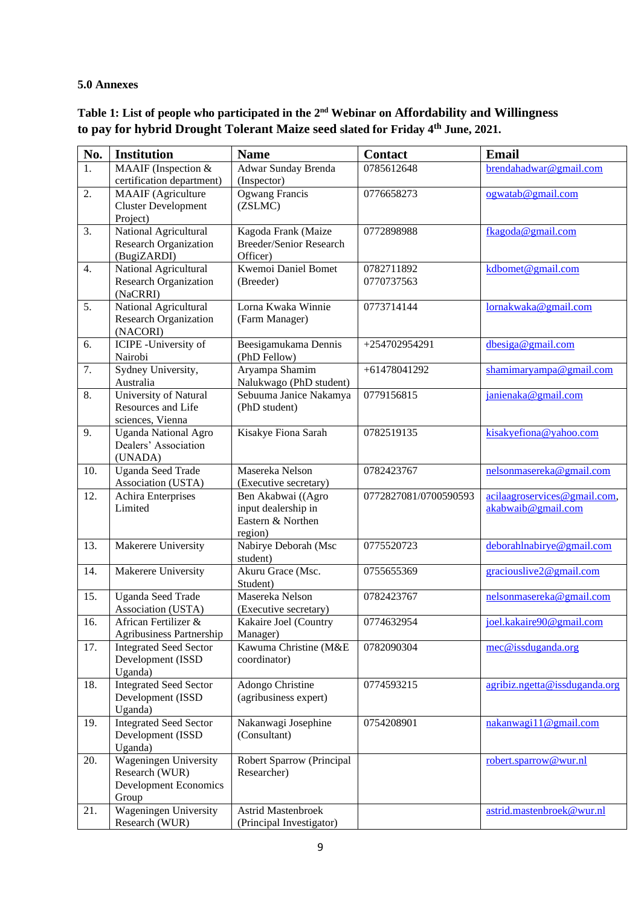**5.0 Annexes**

**Table 1: List of people who participated in the 2nd Webinar on Affordability and Willingness to pay for hybrid Drought Tolerant Maize seed slated for Friday 4th June, 2021.**

| No. | Institution | Name | Contact | Email |
|---|---|---|---|---|
| 1. | MAAIF (Inspection & certification department) | Adwar Sunday Brenda (Inspector) | 0785612648 | brendahadwar@gmail.com |
| 2. | MAAIF (Agriculture Cluster Development Project) | Ogwang Francis (ZSLMC) | 0776658273 | ogwatab@gmail.com |
| 3. | National Agricultural Research Organization (BugiZARDI) | Kagoda Frank (Maize Breeder/Senior Research Officer) | 0772898988 | fkagoda@gmail.com |
| 4. | National Agricultural Research Organization (NaCRRI) | Kwemoi Daniel Bomet (Breeder) | 0782711892<br>0770737563 | kdbomet@gmail.com |
| 5. | National Agricultural Research Organization (NACORI) | Lorna Kwaka Winnie (Farm Manager) | 0773714144 | lornakwaka@gmail.com |
| 6. | ICIPE -University of Nairobi | Beesigamukama Dennis (PhD Fellow) | +254702954291 | dbesiga@gmail.com |
| 7. | Sydney University, Australia | Aryampa Shamim Nalukwago (PhD student) | +61478041292 | shamimaryampa@gmail.com |
| 8. | University of Natural Resources and Life sciences, Vienna | Sebuuma Janice Nakamya (PhD student) | 0779156815 | janienaka@gmail.com |
| 9. | Uganda National Agro Dealers' Association (UNADA) | Kisakye Fiona Sarah | 0782519135 | kisakyefiona@yahoo.com |
| 10. | Uganda Seed Trade Association (USTA) | Masereka Nelson (Executive secretary) | 0782423767 | nelsonmasereka@gmail.com |
| 12. | Achira Enterprises Limited | Ben Akabwai ((Agro input dealership in Eastern & Northen region) | 0772827081/0700590593 | acilaagroservices@gmail.com, akabwaib@gmail.com |
| 13. | Makerere University | Nabirye Deborah (Msc student) | 0775520723 | deborahlnabirye@gmail.com |
| 14. | Makerere University | Akuru Grace (Msc. Student) | 0755655369 | graciouslive2@gmail.com |
| 15. | Uganda Seed Trade Association (USTA) | Masereka Nelson (Executive secretary) | 0782423767 | nelsonmasereka@gmail.com |
| 16. | African Fertilizer & Agribusiness Partnership | Kakaire Joel (Country Manager) | 0774632954 | joel.kakaire90@gmail.com |
| 17. | Integrated Seed Sector Development (ISSD Uganda) | Kawuma Christine (M&E coordinator) | 0782090304 | mec@issduganda.org |
| 18. | Integrated Seed Sector Development (ISSD Uganda) | Adongo Christine (agribusiness expert) | 0774593215 | agribiz.ngetta@issduganda.org |
| 19. | Integrated Seed Sector Development (ISSD Uganda) | Nakanwagi Josephine (Consultant) | 0754208901 | nakanwagi11@gmail.com |
| 20. | Wageningen University Research (WUR) Development Economics Group | Robert Sparrow (Principal Researcher) | | robert.sparrow@wur.nl |
| 21. | Wageningen University Research (WUR) | Astrid Mastenbroek (Principal Investigator) | | astrid.mastenbroek@wur.nl |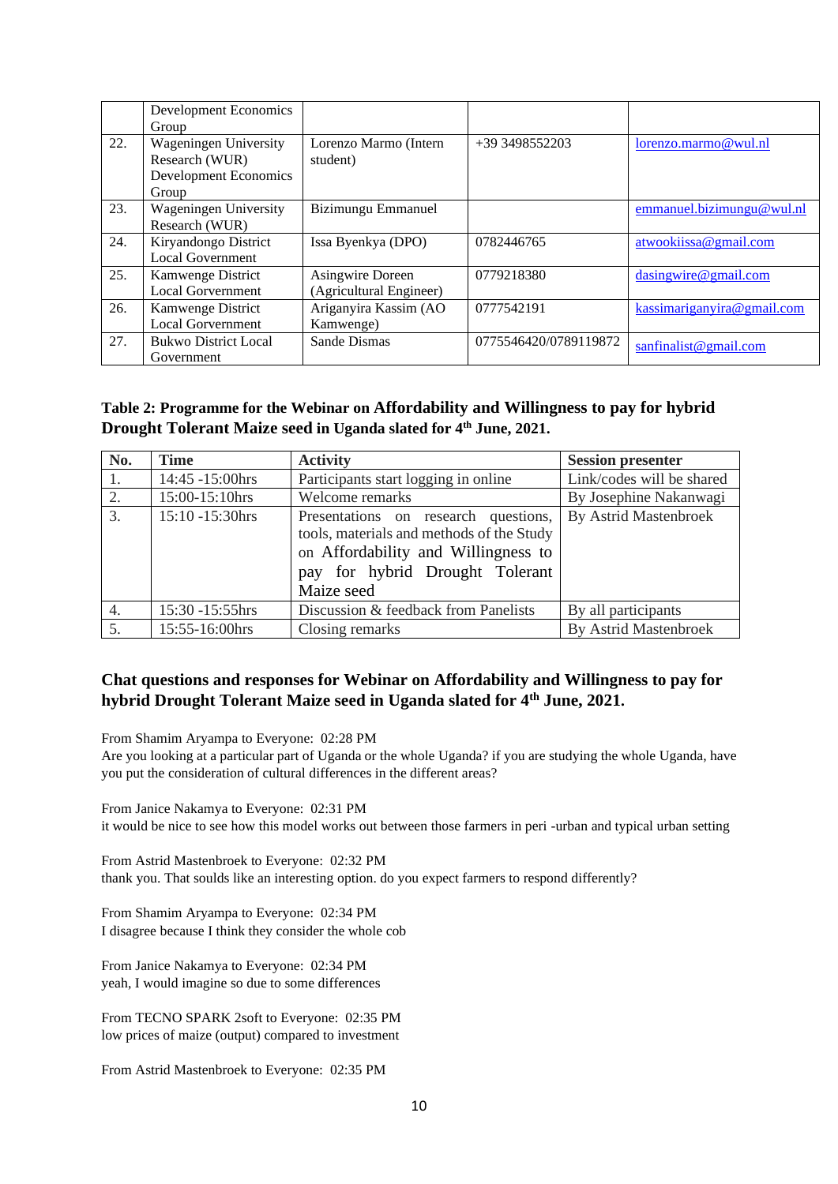|  | Development Economics Group |  |  |  |
|---|---|---|---|---|
| 22. | Wageningen University Research (WUR) Development Economics Group | Lorenzo Marmo (Intern student) | +39 3498552203 | lorenzo.marmo@wul.nl |
| 23. | Wageningen University Research (WUR) | Bizimungu Emmanuel |  | emmanuel.bizimungu@wul.nl |
| 24. | Kiryandongo District Local Government | Issa Byenkya (DPO) | 0782446765 | atwookiissa@gmail.com |
| 25. | Kamwenge District Local Gorvernment | Asingwire Doreen (Agricultural Engineer) | 0779218380 | dasingwire@gmail.com |
| 26. | Kamwenge District Local Gorvernment | Ariganyira Kassim (AO Kamwenge) | 0777542191 | kassimariganyira@gmail.com |
| 27. | Bukwo District Local Government | Sande Dismas | 0775546420/0789119872 | sanfinalist@gmail.com |

**Table 2: Programme for the Webinar on Affordability and Willingness to pay for hybrid Drought Tolerant Maize seed in Uganda slated for 4th June, 2021.**

| No. | Time | Activity | Session presenter |
|---|---|---|---|
| 1. | 14:45 -15:00hrs | Participants start logging in online | Link/codes will be shared |
| 2. | 15:00-15:10hrs | Welcome remarks | By Josephine Nakanwagi |
| 3. | 15:10 -15:30hrs | Presentations on research questions, tools, materials and methods of the Study on Affordability and Willingness to pay for hybrid Drought Tolerant Maize seed | By Astrid Mastenbroek |
| 4. | 15:30 -15:55hrs | Discussion & feedback from Panelists | By all participants |
| 5. | 15:55-16:00hrs | Closing remarks | By Astrid Mastenbroek |

## Chat questions and responses for Webinar on Affordability and Willingness to pay for hybrid Drought Tolerant Maize seed in Uganda slated for 4th June, 2021.

From Shamim Aryampa to Everyone: 02:28 PM
Are you looking at a particular part of Uganda or the whole Uganda? if you are studying the whole Uganda, have you put the consideration of cultural differences in the different areas?

From Janice Nakamya to Everyone: 02:31 PM
it would be nice to see how this model works out between those farmers in peri -urban and typical urban setting

From Astrid Mastenbroek to Everyone: 02:32 PM
thank you. That soulds like an interesting option. do you expect farmers to respond differently?

From Shamim Aryampa to Everyone: 02:34 PM
I disagree because I think they consider the whole cob

From Janice Nakamya to Everyone: 02:34 PM
yeah, I would imagine so due to some differences

From TECNO SPARK 2soft to Everyone: 02:35 PM
low prices of maize (output) compared to investment

From Astrid Mastenbroek to Everyone: 02:35 PM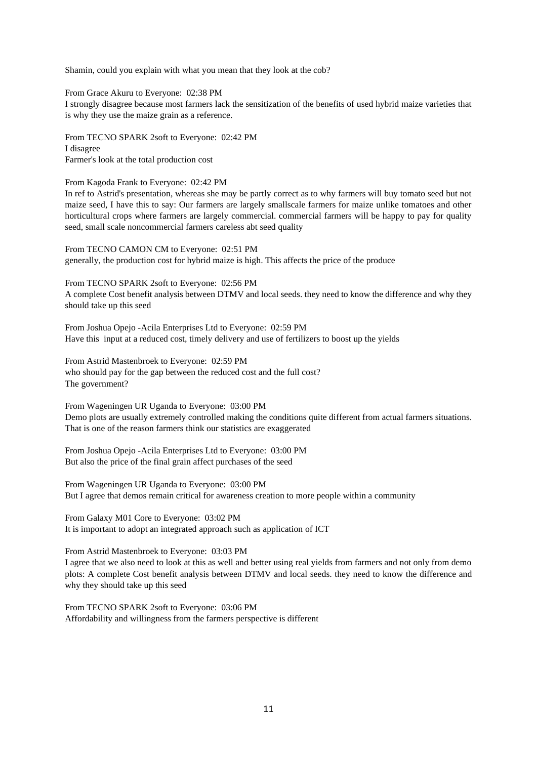Shamin, could you explain with what you mean that they look at the cob?

From Grace Akuru to Everyone: 02:38 PM
I strongly disagree because most farmers lack the sensitization of the benefits of used hybrid maize varieties that is why they use the maize grain as a reference.

From TECNO SPARK 2soft to Everyone: 02:42 PM
I disagree
Farmer's look at the total production cost

From Kagoda Frank to Everyone: 02:42 PM
In ref to Astrid's presentation, whereas she may be partly correct as to why farmers will buy tomato seed but not maize seed, I have this to say: Our farmers are largely smallscale farmers for maize unlike tomatoes and other horticultural crops where farmers are largely commercial. commercial farmers will be happy to pay for quality seed, small scale noncommercial farmers careless abt seed quality

From TECNO CAMON CM to Everyone: 02:51 PM
generally, the production cost for hybrid maize is high. This affects the price of the produce

From TECNO SPARK 2soft to Everyone: 02:56 PM
A complete Cost benefit analysis between DTMV and local seeds. they need to know the difference and why they should take up this seed

From Joshua Opejo -Acila Enterprises Ltd to Everyone: 02:59 PM
Have this input at a reduced cost, timely delivery and use of fertilizers to boost up the yields

From Astrid Mastenbroek to Everyone: 02:59 PM
who should pay for the gap between the reduced cost and the full cost?
The government?

From Wageningen UR Uganda to Everyone: 03:00 PM
Demo plots are usually extremely controlled making the conditions quite different from actual farmers situations. That is one of the reason farmers think our statistics are exaggerated

From Joshua Opejo -Acila Enterprises Ltd to Everyone: 03:00 PM
But also the price of the final grain affect purchases of the seed

From Wageningen UR Uganda to Everyone: 03:00 PM
But I agree that demos remain critical for awareness creation to more people within a community

From Galaxy M01 Core to Everyone: 03:02 PM
It is important to adopt an integrated approach such as application of ICT

From Astrid Mastenbroek to Everyone: 03:03 PM
I agree that we also need to look at this as well and better using real yields from farmers and not only from demo plots: A complete Cost benefit analysis between DTMV and local seeds. they need to know the difference and why they should take up this seed

From TECNO SPARK 2soft to Everyone: 03:06 PM
Affordability and willingness from the farmers perspective is different